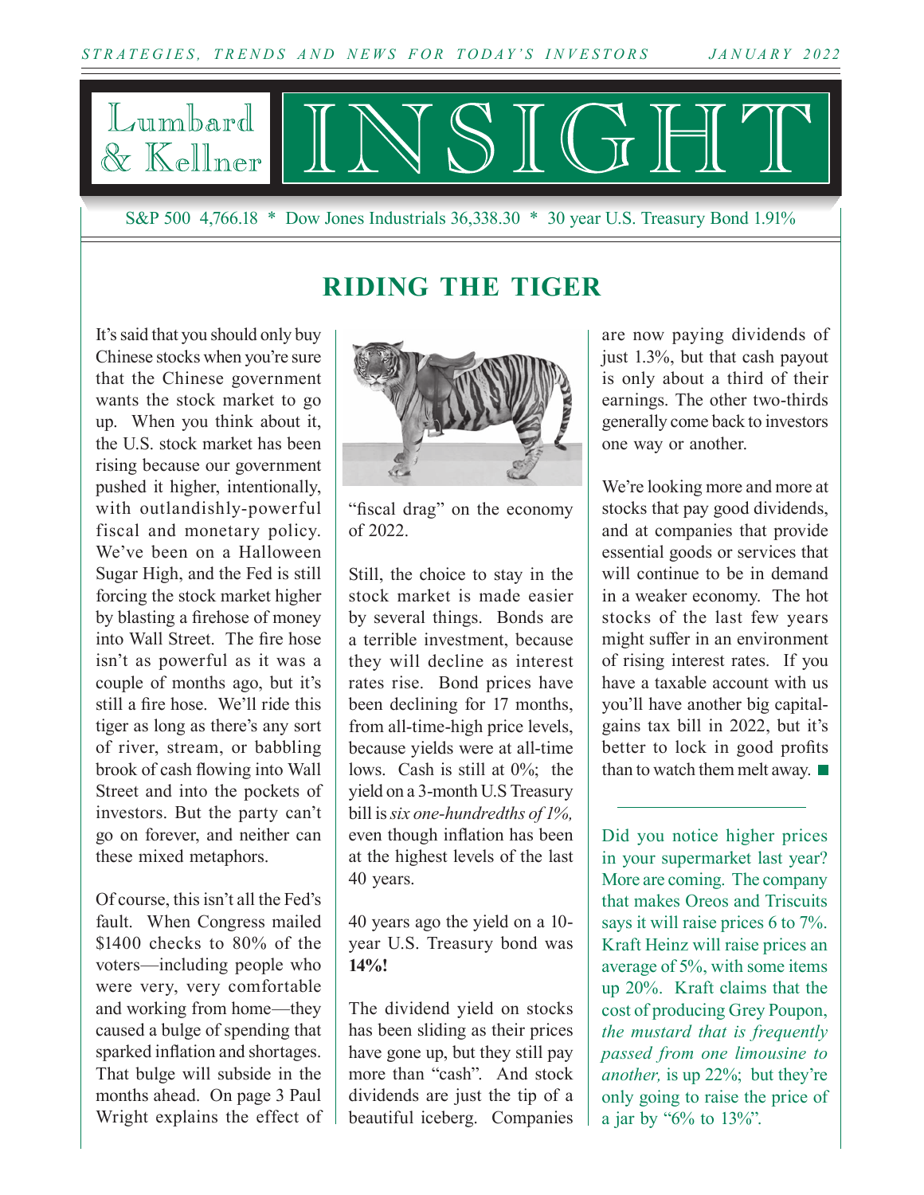*STRATEGIES, TRENDS AND NEWS FOR TODAY'S INVESTORS* *JANUARY 2022*

# Lumbard & Kellner INSIGHT

S&P 500 4,766.18 * Dow Jones Industrials 36,338.30 * 30 year U.S. Treasury Bond 1.91%

## RIDING THE TIGER

It's said that you should only buy Chinese stocks when you're sure that the Chinese government wants the stock market to go up. When you think about it, the U.S. stock market has been rising because our government pushed it higher, intentionally, with outlandishly-powerful fiscal and monetary policy. We've been on a Halloween Sugar High, and the Fed is still forcing the stock market higher by blasting a firehose of money into Wall Street. The fire hose isn't as powerful as it was a couple of months ago, but it's still a fire hose. We'll ride this tiger as long as there's any sort of river, stream, or babbling brook of cash flowing into Wall Street and into the pockets of investors. But the party can't go on forever, and neither can these mixed metaphors.

Of course, this isn't all the Fed's fault. When Congress mailed $1400 checks to 80% of the voters—including people who were very, very comfortable and working from home—they caused a bulge of spending that sparked inflation and shortages. That bulge will subside in the months ahead. On page 3 Paul Wright explains the effect of "fiscal drag" on the economy of 2022.

Still, the choice to stay in the stock market is made easier by several things. Bonds are a terrible investment, because they will decline as interest rates rise. Bond prices have been declining for 17 months, from all-time-high price levels, because yields were at all-time lows. Cash is still at 0%; the yield on a 3-month U.S Treasury bill is *six one-hundredths of 1%,* even though inflation has been at the highest levels of the last 40 years.

40 years ago the yield on a 10-year U.S. Treasury bond was **14%!**

The dividend yield on stocks has been sliding as their prices have gone up, but they still pay more than "cash". And stock dividends are just the tip of a beautiful iceberg. Companies are now paying dividends of just 1.3%, but that cash payout is only about a third of their earnings. The other two-thirds generally come back to investors one way or another.

We're looking more and more at stocks that pay good dividends, and at companies that provide essential goods or services that will continue to be in demand in a weaker economy. The hot stocks of the last few years might suffer in an environment of rising interest rates. If you have a taxable account with us you'll have another big capital-gains tax bill in 2022, but it's better to lock in good profits than to watch them melt away. ■

---

Did you notice higher prices in your supermarket last year? More are coming. The company that makes Oreos and Triscuits says it will raise prices 6 to 7%. Kraft Heinz will raise prices an average of 5%, with some items up 20%. Kraft claims that the cost of producing Grey Poupon, *the mustard that is frequently passed from one limousine to another,* is up 22%; but they're only going to raise the price of a jar by "6% to 13%".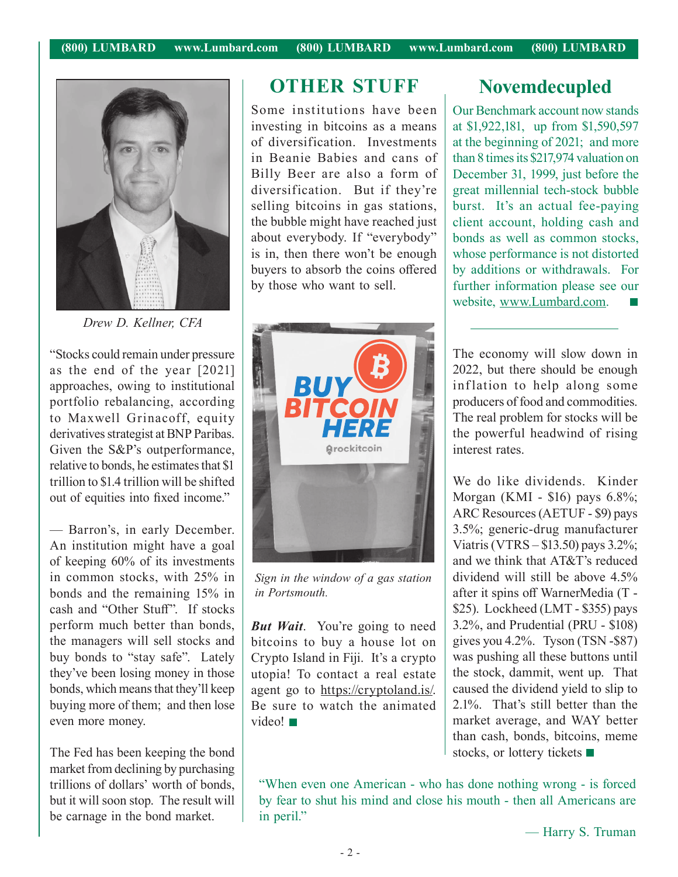*Drew D. Kellner, CFA*

"Stocks could remain under pressure as the end of the year [2021] approaches, owing to institutional portfolio rebalancing, according to Maxwell Grinacoff, equity derivatives strategist at BNP Paribas. Given the S&P's outperformance, relative to bonds, he estimates that $1 trillion to $1.4 trillion will be shifted out of equities into fixed income."

— Barron's, in early December. An institution might have a goal of keeping 60% of its investments in common stocks, with 25% in bonds and the remaining 15% in cash and "Other Stuff". If stocks perform much better than bonds, the managers will sell stocks and buy bonds to "stay safe". Lately they've been losing money in those bonds, which means that they'll keep buying more of them; and then lose even more money.

The Fed has been keeping the bond market from declining by purchasing trillions of dollars' worth of bonds, but it will soon stop. The result will be carnage in the bond market.

## OTHER STUFF

Some institutions have been investing in bitcoins as a means of diversification. Investments in Beanie Babies and cans of Billy Beer are also a form of diversification. But if they're selling bitcoins in gas stations, the bubble might have reached just about everybody. If "everybody" is in, then there won't be enough buyers to absorb the coins offered by those who want to sell.

*Sign in the window of a gas station in Portsmouth.*

***But Wait***. You're going to need bitcoins to buy a house lot on Crypto Island in Fiji. It's a crypto utopia! To contact a real estate agent go to https://cryptoland.is/. Be sure to watch the animated video! ■

## Novemdecupled

Our Benchmark account now stands at $1,922,181, up from $1,590,597 at the beginning of 2021; and more than 8 times its $217,974 valuation on December 31, 1999, just before the great millennial tech-stock bubble burst. It's an actual fee-paying client account, holding cash and bonds as well as common stocks, whose performance is not distorted by additions or withdrawals. For further information please see our website, www.Lumbard.com. ■

---

The economy will slow down in 2022, but there should be enough inflation to help along some producers of food and commodities. The real problem for stocks will be the powerful headwind of rising interest rates.

We do like dividends. Kinder Morgan (KMI - $16) pays 6.8%; ARC Resources (AETUF - $9) pays 3.5%; generic-drug manufacturer Viatris (VTRS – $13.50) pays 3.2%; and we think that AT&T's reduced dividend will still be above 4.5% after it spins off WarnerMedia (T - $25). Lockheed (LMT - $355) pays 3.2%, and Prudential (PRU - $108) gives you 4.2%. Tyson (TSN -$87) was pushing all these buttons until the stock, dammit, went up. That caused the dividend yield to slip to 2.1%. That's still better than the market average, and WAY better than cash, bonds, bitcoins, meme stocks, or lottery tickets ■

"When even one American - who has done nothing wrong - is forced by fear to shut his mind and close his mouth - then all Americans are in peril."

— Harry S. Truman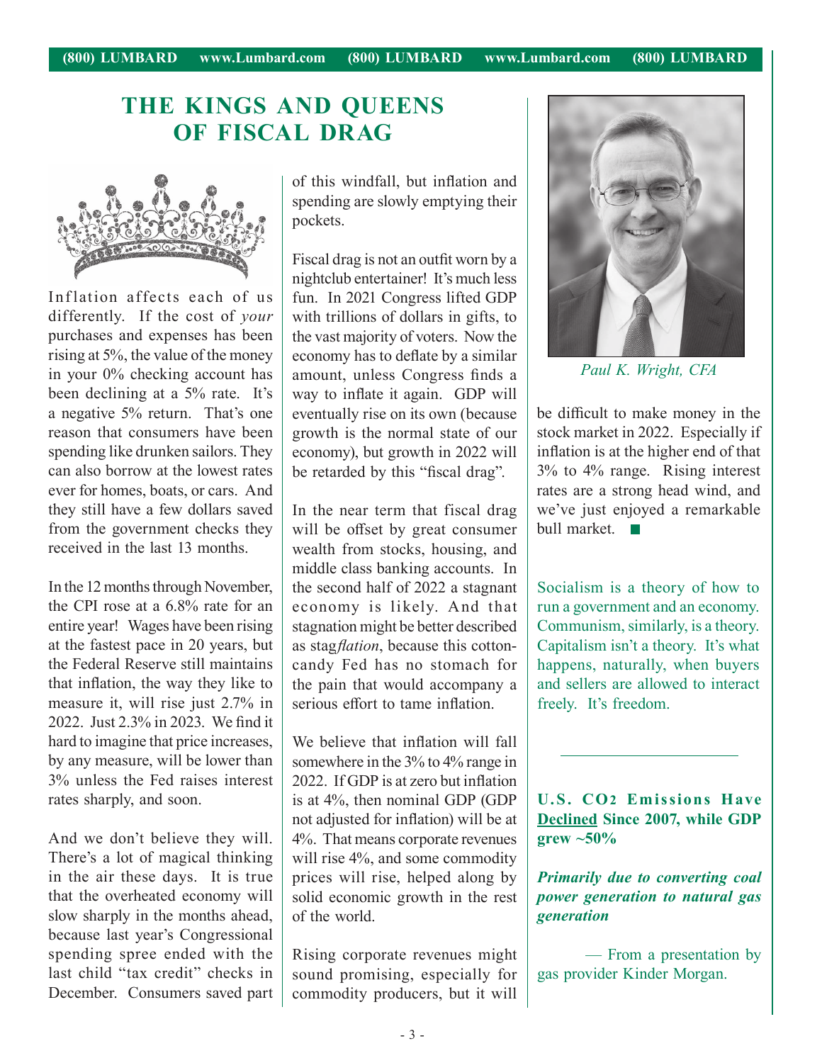# THE KINGS AND QUEENS OF FISCAL DRAG

Inflation affects each of us differently. If the cost of *your* purchases and expenses has been rising at 5%, the value of the money in your 0% checking account has been declining at a 5% rate. It's a negative 5% return. That's one reason that consumers have been spending like drunken sailors. They can also borrow at the lowest rates ever for homes, boats, or cars. And they still have a few dollars saved from the government checks they received in the last 13 months.

In the 12 months through November, the CPI rose at a 6.8% rate for an entire year! Wages have been rising at the fastest pace in 20 years, but the Federal Reserve still maintains that inflation, the way they like to measure it, will rise just 2.7% in 2022. Just 2.3% in 2023. We find it hard to imagine that price increases, by any measure, will be lower than 3% unless the Fed raises interest rates sharply, and soon.

And we don't believe they will. There's a lot of magical thinking in the air these days. It is true that the overheated economy will slow sharply in the months ahead, because last year's Congressional spending spree ended with the last child "tax credit" checks in December. Consumers saved part of this windfall, but inflation and spending are slowly emptying their pockets.

Fiscal drag is not an outfit worn by a nightclub entertainer! It's much less fun. In 2021 Congress lifted GDP with trillions of dollars in gifts, to the vast majority of voters. Now the economy has to deflate by a similar amount, unless Congress finds a way to inflate it again. GDP will eventually rise on its own (because growth is the normal state of our economy), but growth in 2022 will be retarded by this "fiscal drag".

In the near term that fiscal drag will be offset by great consumer wealth from stocks, housing, and middle class banking accounts. In the second half of 2022 a stagnant economy is likely. And that stagnation might be better described as stag*flation*, because this cotton-candy Fed has no stomach for the pain that would accompany a serious effort to tame inflation.

We believe that inflation will fall somewhere in the 3% to 4% range in 2022. If GDP is at zero but inflation is at 4%, then nominal GDP (GDP not adjusted for inflation) will be at 4%. That means corporate revenues will rise 4%, and some commodity prices will rise, helped along by solid economic growth in the rest of the world.

Rising corporate revenues might sound promising, especially for commodity producers, but it will be difficult to make money in the stock market in 2022. Especially if inflation is at the higher end of that 3% to 4% range. Rising interest rates are a strong head wind, and we've just enjoyed a remarkable bull market. ■

*Paul K. Wright, CFA*

---

Socialism is a theory of how to run a government and an economy. Communism, similarly, is a theory. Capitalism isn't a theory. It's what happens, naturally, when buyers and sellers are allowed to interact freely. It's freedom.

---

**U.S. $CO_2$ Emissions Have <u>Declined</u> Since 2007, while GDP grew ~50%**

***Primarily due to converting coal power generation to natural gas generation***

— From a presentation by gas provider Kinder Morgan.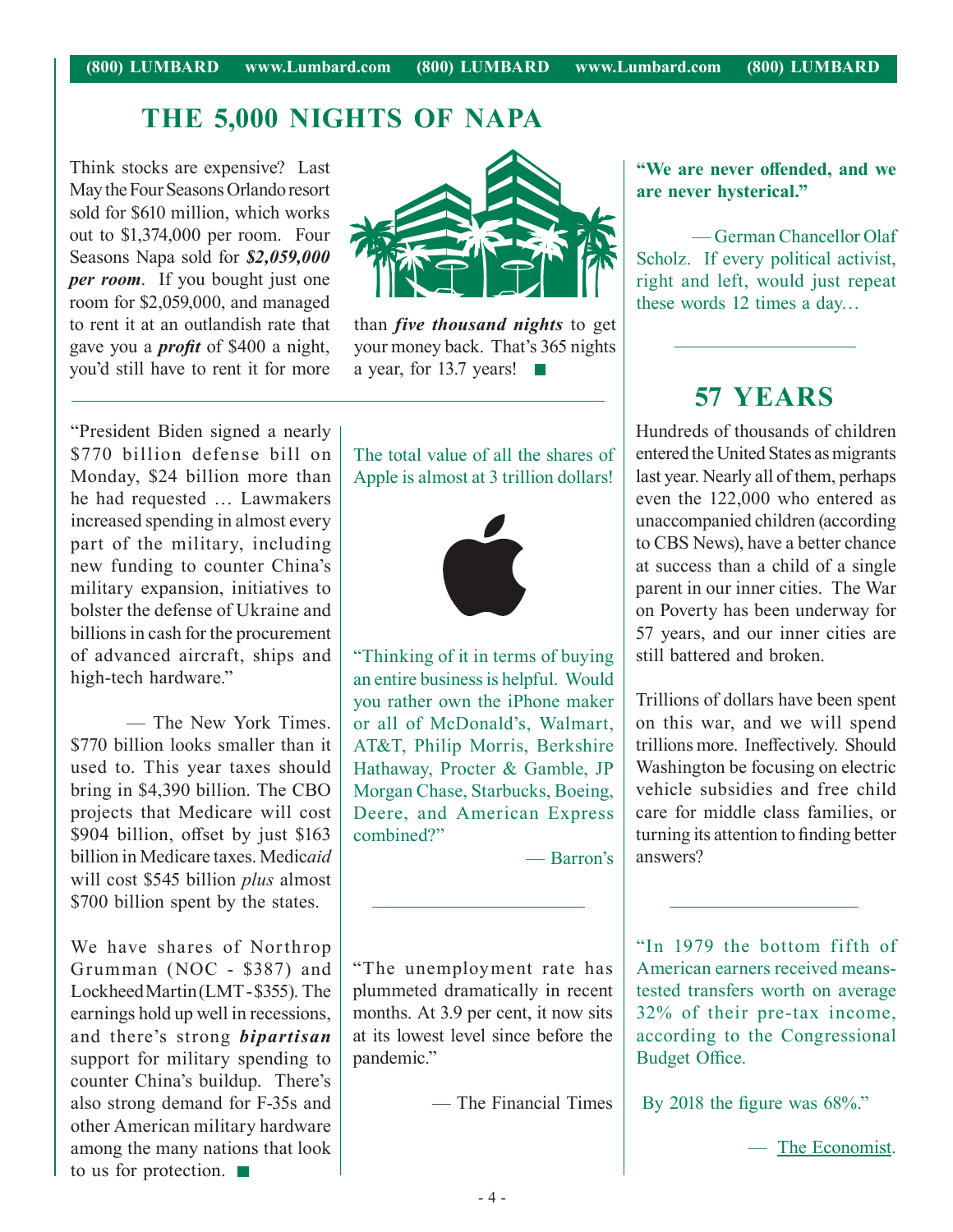# THE 5,000 NIGHTS OF NAPA

Think stocks are expensive? Last May the Four Seasons Orlando resort sold for $610 million, which works out to $1,374,000 per room. Four Seasons Napa sold for ***$2,059,000 per room***. If you bought just one room for $2,059,000, and managed to rent it at an outlandish rate that gave you a ***profit*** of $400 a night, you'd still have to rent it for more than ***five thousand nights*** to get your money back. That's 365 nights a year, for 13.7 years!

**"We are never offended, and we are never hysterical."**

— German Chancellor Olaf Scholz. If every political activist, right and left, would just repeat these words 12 times a day…

"President Biden signed a nearly $770 billion defense bill on Monday, $24 billion more than he had requested … Lawmakers increased spending in almost every part of the military, including new funding to counter China's military expansion, initiatives to bolster the defense of Ukraine and billions in cash for the procurement of advanced aircraft, ships and high-tech hardware."

— The New York Times. $770 billion looks smaller than it used to. This year taxes should bring in $4,390 billion. The CBO projects that Medicare will cost $904 billion, offset by just $163 billion in Medicare taxes. Medic*aid* will cost $545 billion *plus* almost $700 billion spent by the states.

We have shares of Northrop Grumman (NOC - $387) and Lockheed Martin (LMT - $355). The earnings hold up well in recessions, and there's strong ***bipartisan*** support for military spending to counter China's buildup. There's also strong demand for F-35s and other American military hardware among the many nations that look to us for protection.

The total value of all the shares of Apple is almost at 3 trillion dollars!

"Thinking of it in terms of buying an entire business is helpful. Would you rather own the iPhone maker or all of McDonald's, Walmart, AT&T, Philip Morris, Berkshire Hathaway, Procter & Gamble, JP Morgan Chase, Starbucks, Boeing, Deere, and American Express combined?"

— Barron's

"The unemployment rate has plummeted dramatically in recent months. At 3.9 per cent, it now sits at its lowest level since before the pandemic."

— The Financial Times

## 57 YEARS

Hundreds of thousands of children entered the United States as migrants last year. Nearly all of them, perhaps even the 122,000 who entered as unaccompanied children (according to CBS News), have a better chance at success than a child of a single parent in our inner cities. The War on Poverty has been underway for 57 years, and our inner cities are still battered and broken.

Trillions of dollars have been spent on this war, and we will spend trillions more. Ineffectively. Should Washington be focusing on electric vehicle subsidies and free child care for middle class families, or turning its attention to finding better answers?

"In 1979 the bottom fifth of American earners received means-tested transfers worth on average 32% of their pre-tax income, according to the Congressional Budget Office.

By 2018 the figure was 68%."

— The Economist.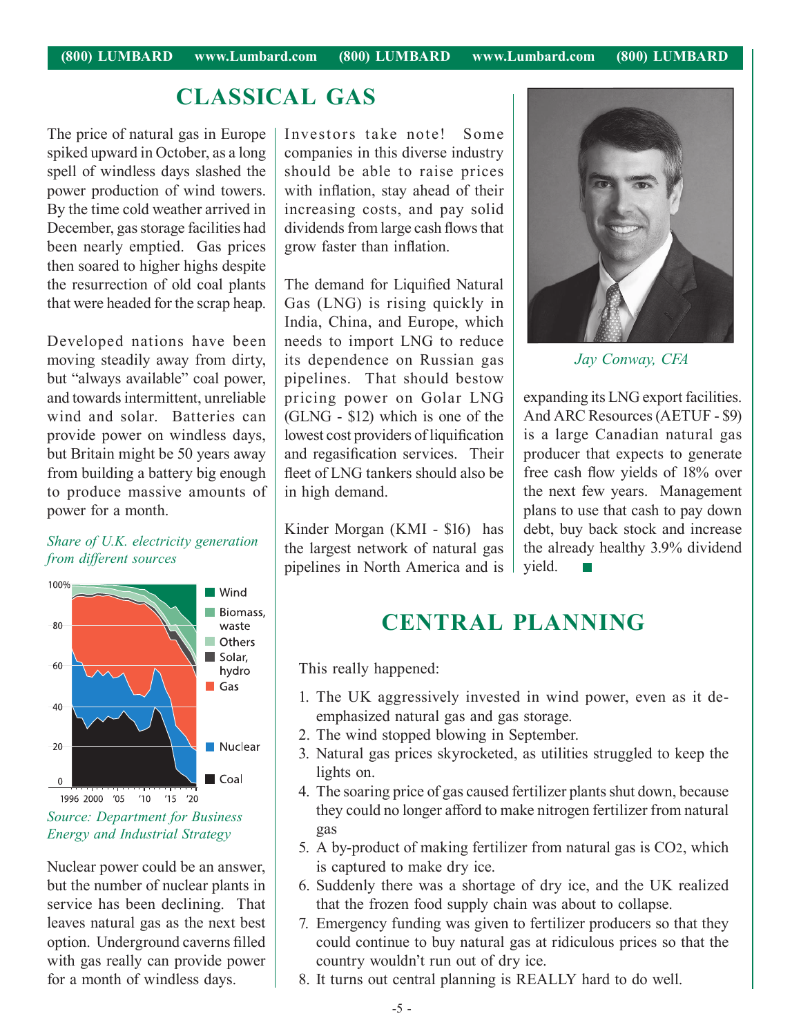## CLASSICAL GAS

The price of natural gas in Europe spiked upward in October, as a long spell of windless days slashed the power production of wind towers. By the time cold weather arrived in December, gas storage facilities had been nearly emptied. Gas prices then soared to higher highs despite the resurrection of old coal plants that were headed for the scrap heap.

Developed nations have been moving steadily away from dirty, but "always available" coal power, and towards intermittent, unreliable wind and solar. Batteries can provide power on windless days, but Britain might be 50 years away from building a battery big enough to produce massive amounts of power for a month.

*Share of U.K. electricity generation from different sources*

*Source: Department for Business Energy and Industrial Strategy*

Nuclear power could be an answer, but the number of nuclear plants in service has been declining. That leaves natural gas as the next best option. Underground caverns filled with gas really can provide power for a month of windless days.

Investors take note! Some companies in this diverse industry should be able to raise prices with inflation, stay ahead of their increasing costs, and pay solid dividends from large cash flows that grow faster than inflation.

The demand for Liquified Natural Gas (LNG) is rising quickly in India, China, and Europe, which needs to import LNG to reduce its dependence on Russian gas pipelines. That should bestow pricing power on Golar LNG (GLNG - $12) which is one of the lowest cost providers of liquification and regasification services. Their fleet of LNG tankers should also be in high demand.

Kinder Morgan (KMI - $16) has the largest network of natural gas pipelines in North America and is expanding its LNG export facilities. And ARC Resources (AETUF - $9) is a large Canadian natural gas producer that expects to generate free cash flow yields of 18% over the next few years. Management plans to use that cash to pay down debt, buy back stock and increase the already healthy 3.9% dividend yield. ■

*Jay Conway, CFA*

## CENTRAL PLANNING

This really happened:

1. The UK aggressively invested in wind power, even as it de-emphasized natural gas and gas storage.
2. The wind stopped blowing in September.
3. Natural gas prices skyrocketed, as utilities struggled to keep the lights on.
4. The soaring price of gas caused fertilizer plants shut down, because they could no longer afford to make nitrogen fertilizer from natural gas
5. A by-product of making fertilizer from natural gas is $CO_2$, which is captured to make dry ice.
6. Suddenly there was a shortage of dry ice, and the UK realized that the frozen food supply chain was about to collapse.
7. Emergency funding was given to fertilizer producers so that they could continue to buy natural gas at ridiculous prices so that the country wouldn't run out of dry ice.
8. It turns out central planning is REALLY hard to do well.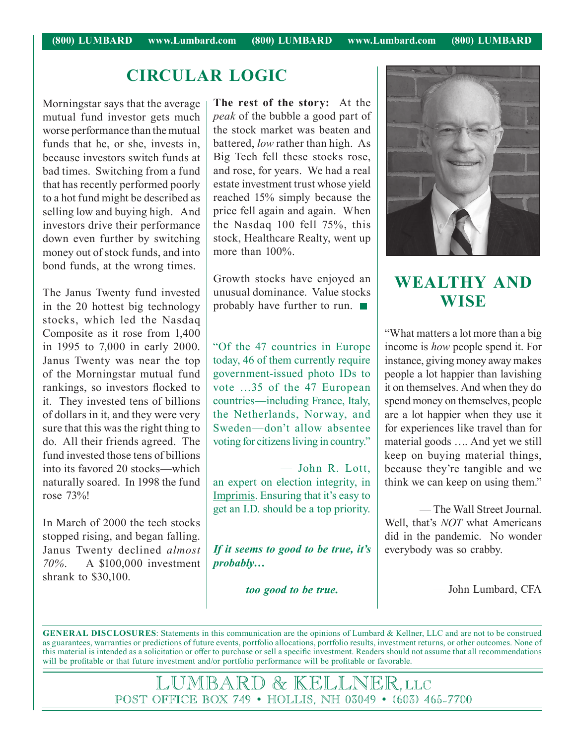## CIRCULAR LOGIC

Morningstar says that the average mutual fund investor gets much worse performance than the mutual funds that he, or she, invests in, because investors switch funds at bad times. Switching from a fund that has recently performed poorly to a hot fund might be described as selling low and buying high. And investors drive their performance down even further by switching money out of stock funds, and into bond funds, at the wrong times.

The Janus Twenty fund invested in the 20 hottest big technology stocks, which led the Nasdaq Composite as it rose from 1,400 in 1995 to 7,000 in early 2000. Janus Twenty was near the top of the Morningstar mutual fund rankings, so investors flocked to it. They invested tens of billions of dollars in it, and they were very sure that this was the right thing to do. All their friends agreed. The fund invested those tens of billions into its favored 20 stocks—which naturally soared. In 1998 the fund rose 73%!

In March of 2000 the tech stocks stopped rising, and began falling. Janus Twenty declined *almost 70%*. A $100,000 investment shrank to $30,100.

**The rest of the story:** At the *peak* of the bubble a good part of the stock market was beaten and battered, *low* rather than high. As Big Tech fell these stocks rose, and rose, for years. We had a real estate investment trust whose yield reached 15% simply because the price fell again and again. When the Nasdaq 100 fell 75%, this stock, Healthcare Realty, went up more than 100%.

Growth stocks have enjoyed an unusual dominance. Value stocks probably have further to run. ■

"Of the 47 countries in Europe today, 46 of them currently require government-issued photo IDs to vote …35 of the 47 European countries—including France, Italy, the Netherlands, Norway, and Sweden—don't allow absentee voting for citizens living in country."

— John R. Lott, an expert on election integrity, in Imprimis. Ensuring that it's easy to get an I.D. should be a top priority.

***If it seems to good to be true, it's probably…***

***too good to be true.***

## WEALTHY AND WISE

"What matters a lot more than a big income is *how* people spend it. For instance, giving money away makes people a lot happier than lavishing it on themselves. And when they do spend money on themselves, people are a lot happier when they use it for experiences like travel than for material goods …. And yet we still keep on buying material things, because they're tangible and we think we can keep on using them."

— The Wall Street Journal. Well, that's *NOT* what Americans did in the pandemic. No wonder everybody was so crabby.

— John Lumbard, CFA

**GENERAL DISCLOSURES**: Statements in this communication are the opinions of Lumbard & Kellner, LLC and are not to be construed as guarantees, warranties or predictions of future events, portfolio allocations, portfolio results, investment returns, or other outcomes. None of this material is intended as a solicitation or offer to purchase or sell a specific investment. Readers should not assume that all recommendations will be profitable or that future investment and/or portfolio performance will be profitable or favorable.

LUMBARD & KELLNER, LLC
POST OFFICE BOX 749 • HOLLIS, NH 03049 • (603) 465-7700